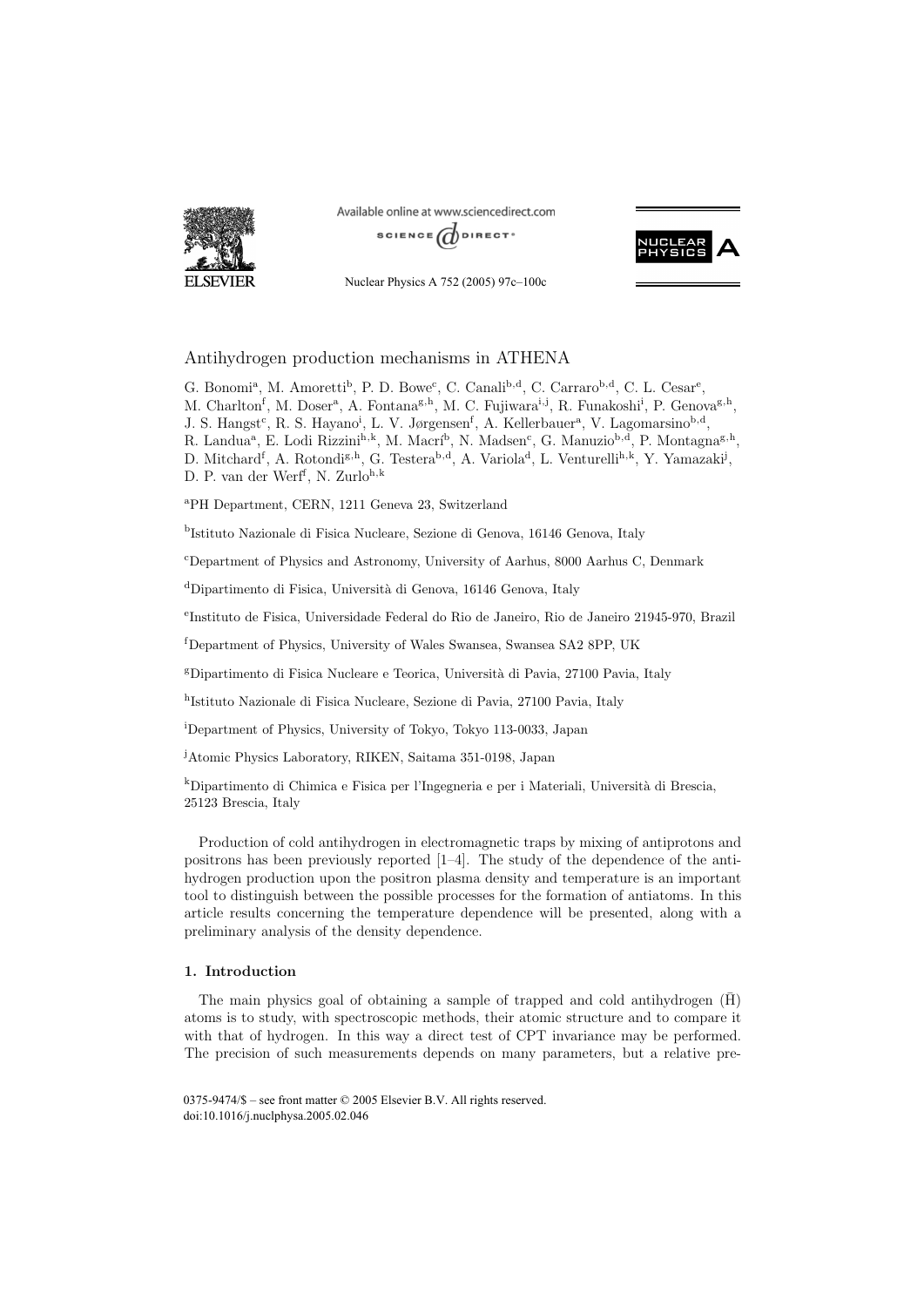# Antihydrogen production mechanisms in ATHENA

G. Bonomi[a], M. Amoretti[b], P. D. Bowe[c], C. Canali[b,d], C. Carraro[b,d], C. L. Cesar[e], M. Charlton[f], M. Doser[a], A. Fontana[g,h], M. C. Fujiwara[i,j], R. Funakoshi[i], P. Genova[g,h], J. S. Hangst[c], R. S. Hayano[i], L. V. Jørgensen[f], A. Kellerbauer[a], V. Lagomarsino[b,d], R. Landua[a], E. Lodi Rizzini[h,k], M. Macrì[b], N. Madsen[c], G. Manuzio[b,d], P. Montagna[g,h], D. Mitchard[f], A. Rotondi[g,h], G. Testera[b,d], A. Variola[d], L. Venturelli[h,k], Y. Yamazaki[j], D. P. van der Werf[f], N. Zurlo[h,k]

[a]PH Department, CERN, 1211 Geneva 23, Switzerland

[b]Istituto Nazionale di Fisica Nucleare, Sezione di Genova, 16146 Genova, Italy

[c]Department of Physics and Astronomy, University of Aarhus, 8000 Aarhus C, Denmark

[d]Dipartimento di Fisica, Università di Genova, 16146 Genova, Italy

[e]Instituto de Fisica, Universidade Federal do Rio de Janeiro, Rio de Janeiro 21945-970, Brazil

[f]Department of Physics, University of Wales Swansea, Swansea SA2 8PP, UK

[g]Dipartimento di Fisica Nucleare e Teorica, Università di Pavia, 27100 Pavia, Italy

[h]Istituto Nazionale di Fisica Nucleare, Sezione di Pavia, 27100 Pavia, Italy

[i]Department of Physics, University of Tokyo, Tokyo 113-0033, Japan

[j]Atomic Physics Laboratory, RIKEN, Saitama 351-0198, Japan

[k]Dipartimento di Chimica e Fisica per l'Ingegneria e per i Materiali, Università di Brescia, 25123 Brescia, Italy

Production of cold antihydrogen in electromagnetic traps by mixing of antiprotons and positrons has been previously reported [1–4]. The study of the dependence of the antihydrogen production upon the positron plasma density and temperature is an important tool to distinguish between the possible processes for the formation of antiatoms. In this article results concerning the temperature dependence will be presented, along with a preliminary analysis of the density dependence.

## 1. Introduction

The main physics goal of obtaining a sample of trapped and cold antihydrogen ($\bar{\mathrm{H}}$) atoms is to study, with spectroscopic methods, their atomic structure and to compare it with that of hydrogen. In this way a direct test of CPT invariance may be performed. The precision of such measurements depends on many parameters, but a relative pre-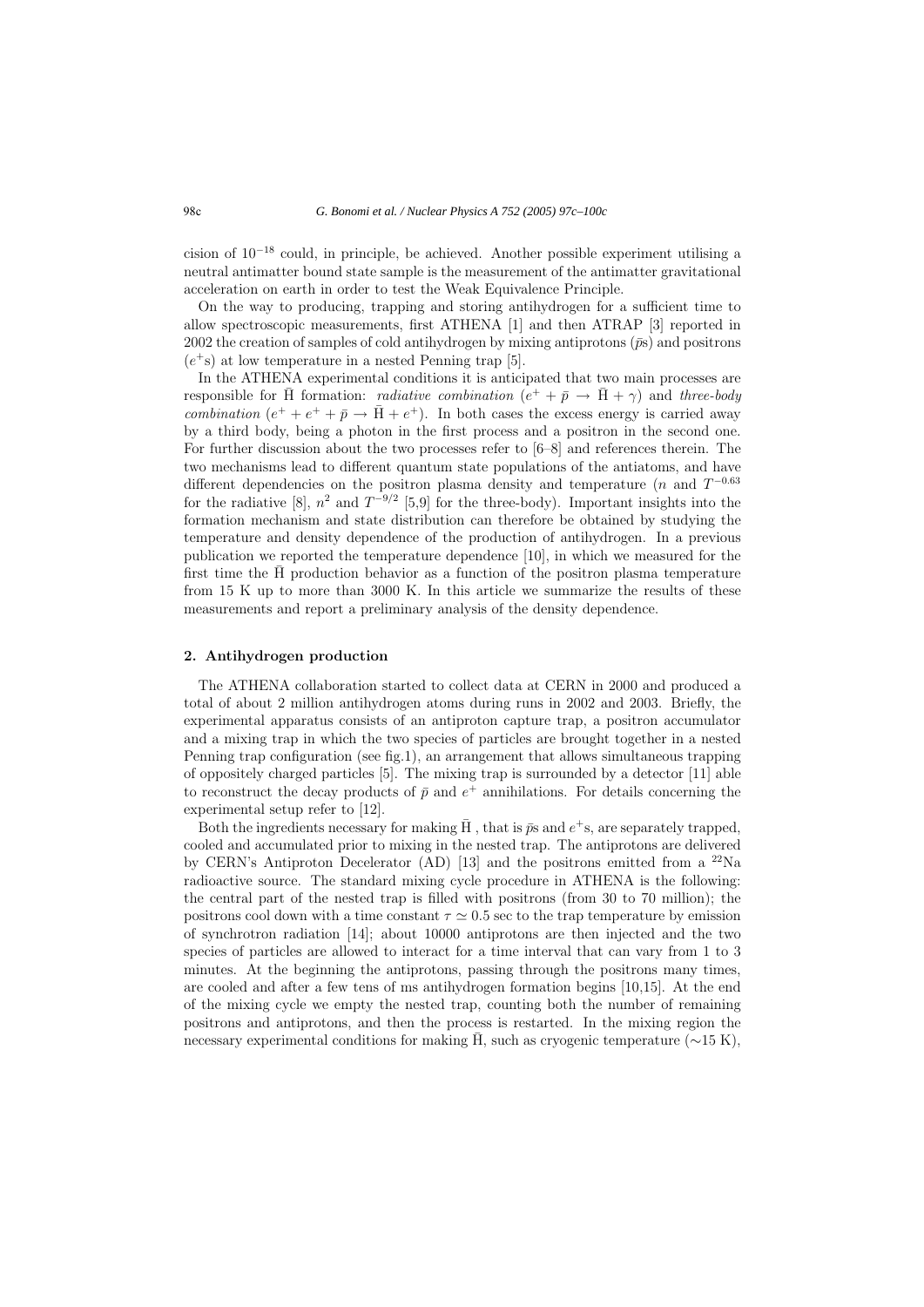cision of $10^{-18}$ could, in principle, be achieved. Another possible experiment utilising a neutral antimatter bound state sample is the measurement of the antimatter gravitational acceleration on earth in order to test the Weak Equivalence Principle.

On the way to producing, trapping and storing antihydrogen for a sufficient time to allow spectroscopic measurements, first ATHENA [1] and then ATRAP [3] reported in 2002 the creation of samples of cold antihydrogen by mixing antiprotons ($\bar{p}$s) and positrons ($e^+$s) at low temperature in a nested Penning trap [5].

In the ATHENA experimental conditions it is anticipated that two main processes are responsible for $\bar{\mathrm{H}}$ formation: *radiative combination* ($e^+ + \bar{p} \rightarrow \bar{\mathrm{H}} + \gamma$) and *three-body combination* ($e^+ + e^+ + \bar{p} \rightarrow \bar{\mathrm{H}} + e^+$). In both cases the excess energy is carried away by a third body, being a photon in the first process and a positron in the second one. For further discussion about the two processes refer to [6–8] and references therein. The two mechanisms lead to different quantum state populations of the antiatoms, and have different dependencies on the positron plasma density and temperature ($n$ and $T^{-0.63}$ for the radiative [8], $n^2$ and $T^{-9/2}$ [5,9] for the three-body). Important insights into the formation mechanism and state distribution can therefore be obtained by studying the temperature and density dependence of the production of antihydrogen. In a previous publication we reported the temperature dependence [10], in which we measured for the first time the $\bar{\mathrm{H}}$ production behavior as a function of the positron plasma temperature from 15 K up to more than 3000 K. In this article we summarize the results of these measurements and report a preliminary analysis of the density dependence.

## 2. Antihydrogen production

The ATHENA collaboration started to collect data at CERN in 2000 and produced a total of about 2 million antihydrogen atoms during runs in 2002 and 2003. Briefly, the experimental apparatus consists of an antiproton capture trap, a positron accumulator and a mixing trap in which the two species of particles are brought together in a nested Penning trap configuration (see fig.1), an arrangement that allows simultaneous trapping of oppositely charged particles [5]. The mixing trap is surrounded by a detector [11] able to reconstruct the decay products of $\bar{p}$ and $e^+$ annihilations. For details concerning the experimental setup refer to [12].

Both the ingredients necessary for making $\bar{\mathrm{H}}$ , that is $\bar{p}$s and $e^+$s, are separately trapped, cooled and accumulated prior to mixing in the nested trap. The antiprotons are delivered by CERN's Antiproton Decelerator (AD) [13] and the positrons emitted from a $^{22}$Na radioactive source. The standard mixing cycle procedure in ATHENA is the following: the central part of the nested trap is filled with positrons (from 30 to 70 million); the positrons cool down with a time constant $\tau \simeq 0.5$ sec to the trap temperature by emission of synchrotron radiation [14]; about 10000 antiprotons are then injected and the two species of particles are allowed to interact for a time interval that can vary from 1 to 3 minutes. At the beginning the antiprotons, passing through the positrons many times, are cooled and after a few tens of ms antihydrogen formation begins [10,15]. At the end of the mixing cycle we empty the nested trap, counting both the number of remaining positrons and antiprotons, and then the process is restarted. In the mixing region the necessary experimental conditions for making $\bar{\mathrm{H}}$, such as cryogenic temperature ($\sim$15 K),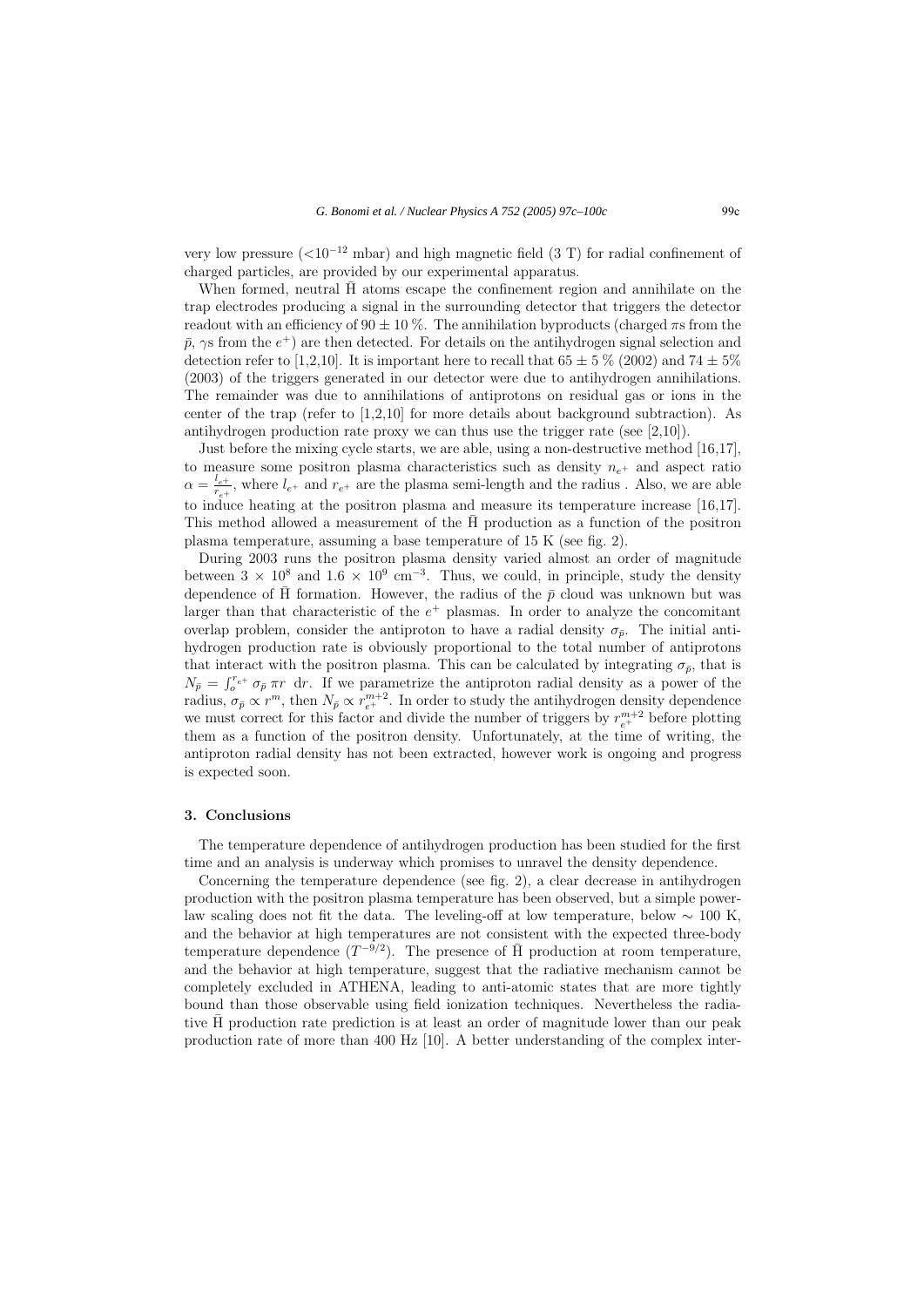very low pressure ($<10^{-12}$ mbar) and high magnetic field (3 T) for radial confinement of charged particles, are provided by our experimental apparatus.

When formed, neutral $\bar{\mathrm{H}}$ atoms escape the confinement region and annihilate on the trap electrodes producing a signal in the surrounding detector that triggers the detector readout with an efficiency of $90 \pm 10$ %. The annihilation byproducts (charged $\pi$s from the $\bar{p}$, $\gamma$s from the $e^{+}$) are then detected. For details on the antihydrogen signal selection and detection refer to [1,2,10]. It is important here to recall that $65 \pm 5$ % (2002) and $74 \pm 5$% (2003) of the triggers generated in our detector were due to antihydrogen annihilations. The remainder was due to annihilations of antiprotons on residual gas or ions in the center of the trap (refer to [1,2,10] for more details about background subtraction). As antihydrogen production rate proxy we can thus use the trigger rate (see [2,10]).

Just before the mixing cycle starts, we are able, using a non-destructive method [16,17], to measure some positron plasma characteristics such as density $n_{e^+}$ and aspect ratio $\alpha = \frac{l_{e^+}}{r_{e^+}}$, where $l_{e^+}$ and $r_{e^+}$ are the plasma semi-length and the radius . Also, we are able to induce heating at the positron plasma and measure its temperature increase [16,17]. This method allowed a measurement of the $\bar{\mathrm{H}}$ production as a function of the positron plasma temperature, assuming a base temperature of 15 K (see fig. 2).

During 2003 runs the positron plasma density varied almost an order of magnitude between $3 \times 10^{8}$ and $1.6 \times 10^{9}$ cm$^{-3}$. Thus, we could, in principle, study the density dependence of $\bar{\mathrm{H}}$ formation. However, the radius of the $\bar{p}$ cloud was unknown but was larger than that characteristic of the $e^{+}$ plasmas. In order to analyze the concomitant overlap problem, consider the antiproton to have a radial density $\sigma_{\bar{p}}$. The initial antihydrogen production rate is obviously proportional to the total number of antiprotons that interact with the positron plasma. This can be calculated by integrating $\sigma_{\bar{p}}$, that is $N_{\bar{p}} = \int_{o}^{r_{e^+}} \sigma_{\bar{p}}\, \pi r \;\mathrm{d}r$. If we parametrize the antiproton radial density as a power of the radius, $\sigma_{\bar{p}} \propto r^{m}$, then $N_{\bar{p}} \propto r_{e^+}^{m+2}$. In order to study the antihydrogen density dependence we must correct for this factor and divide the number of triggers by $r_{e^+}^{m+2}$ before plotting them as a function of the positron density. Unfortunately, at the time of writing, the antiproton radial density has not been extracted, however work is ongoing and progress is expected soon.

## 3. Conclusions

The temperature dependence of antihydrogen production has been studied for the first time and an analysis is underway which promises to unravel the density dependence.

Concerning the temperature dependence (see fig. 2), a clear decrease in antihydrogen production with the positron plasma temperature has been observed, but a simple power-law scaling does not fit the data. The leveling-off at low temperature, below $\sim$ 100 K, and the behavior at high temperatures are not consistent with the expected three-body temperature dependence ($T^{-9/2}$). The presence of $\bar{\mathrm{H}}$ production at room temperature, and the behavior at high temperature, suggest that the radiative mechanism cannot be completely excluded in ATHENA, leading to anti-atomic states that are more tightly bound than those observable using field ionization techniques. Nevertheless the radiative $\bar{\mathrm{H}}$ production rate prediction is at least an order of magnitude lower than our peak production rate of more than 400 Hz [10]. A better understanding of the complex inter-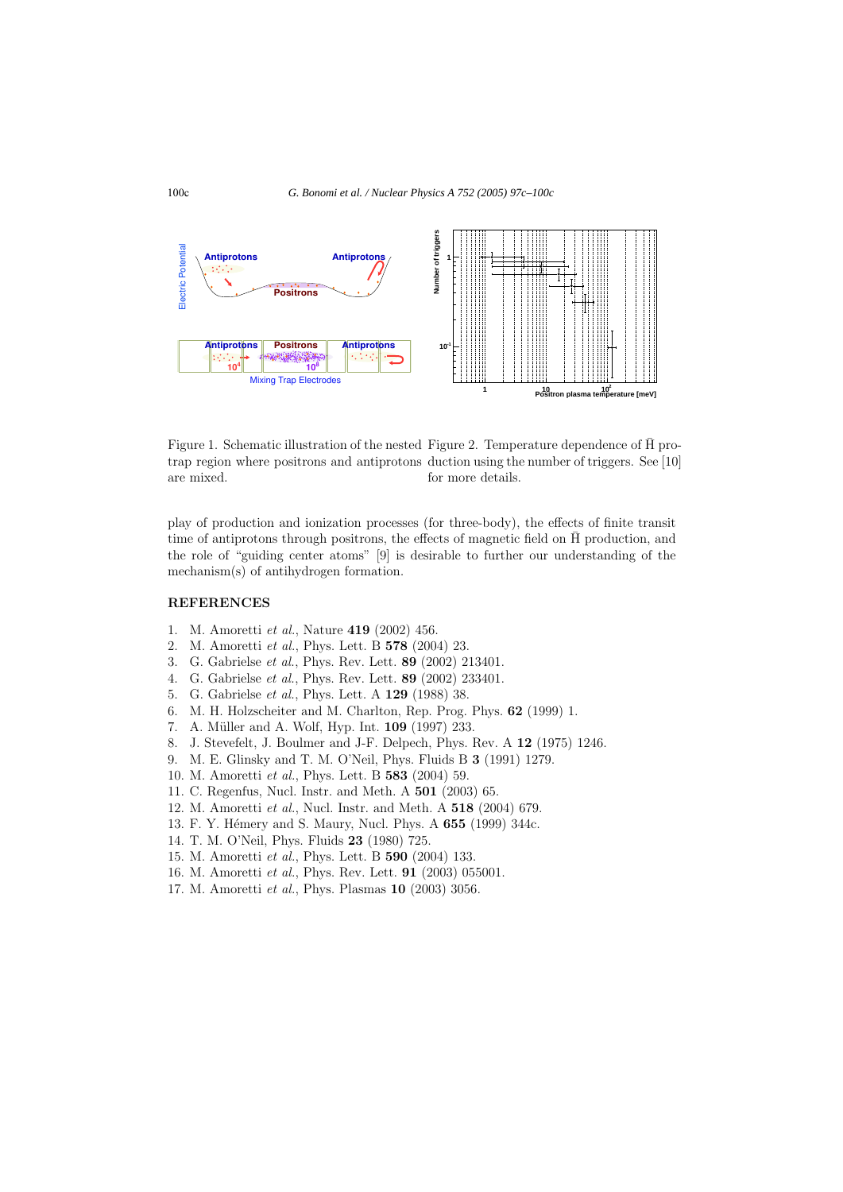Antiprotons

Antiprotons

Positrons

Electric Potential

Antiprotons

Positrons

Antiprotons

$10^4$

$10^8$

Mixing Trap Electrodes

Figure 1. Schematic illustration of the nested trap region where positrons and antiprotons are mixed.

Number of triggers

1

$10^{-1}$

1

10

$10^2$

Positron plasma temperature [meV]

Figure 2. Temperature dependence of $\bar{\mathrm{H}}$ production using the number of triggers. See [10] for more details.

play of production and ionization processes (for three-body), the effects of finite transit time of antiprotons through positrons, the effects of magnetic field on $\bar{\mathrm{H}}$ production, and the role of "guiding center atoms" [9] is desirable to further our understanding of the mechanism(s) of antihydrogen formation.

## REFERENCES

1. M. Amoretti *et al.*, Nature **419** (2002) 456.
2. M. Amoretti *et al.*, Phys. Lett. B **578** (2004) 23.
3. G. Gabrielse *et al.*, Phys. Rev. Lett. **89** (2002) 213401.
4. G. Gabrielse *et al.*, Phys. Rev. Lett. **89** (2002) 233401.
5. G. Gabrielse *et al.*, Phys. Lett. A **129** (1988) 38.
6. M. H. Holzscheiter and M. Charlton, Rep. Prog. Phys. **62** (1999) 1.
7. A. Müller and A. Wolf, Hyp. Int. **109** (1997) 233.
8. J. Stevefelt, J. Boulmer and J-F. Delpech, Phys. Rev. A **12** (1975) 1246.
9. M. E. Glinsky and T. M. O'Neil, Phys. Fluids B **3** (1991) 1279.
10. M. Amoretti *et al.*, Phys. Lett. B **583** (2004) 59.
11. C. Regenfus, Nucl. Instr. and Meth. A **501** (2003) 65.
12. M. Amoretti *et al.*, Nucl. Instr. and Meth. A **518** (2004) 679.
13. F. Y. Hémery and S. Maury, Nucl. Phys. A **655** (1999) 344c.
14. T. M. O'Neil, Phys. Fluids **23** (1980) 725.
15. M. Amoretti *et al.*, Phys. Lett. B **590** (2004) 133.
16. M. Amoretti *et al.*, Phys. Rev. Lett. **91** (2003) 055001.
17. M. Amoretti *et al.*, Phys. Plasmas **10** (2003) 3056.